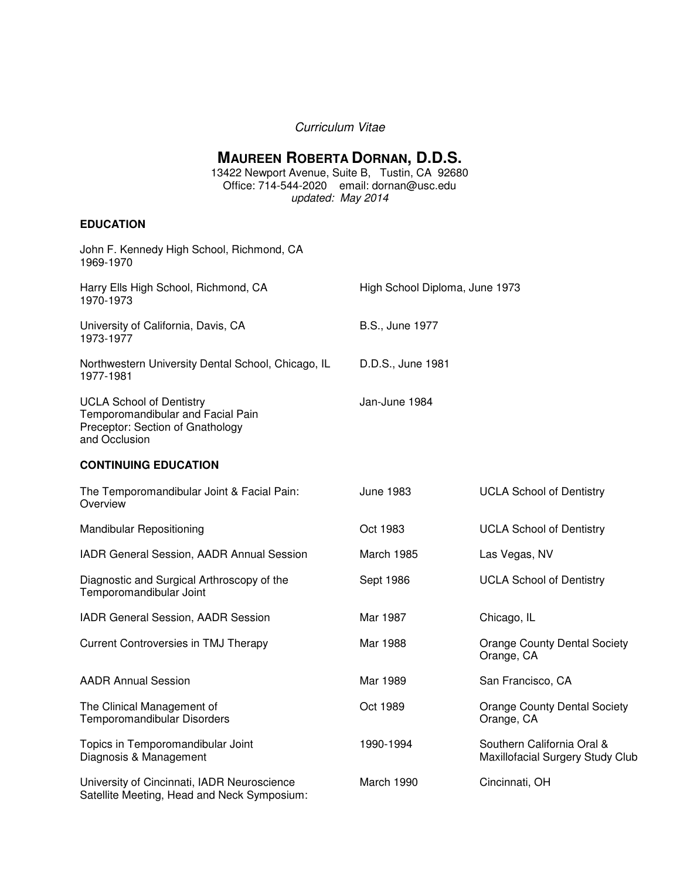*Curriculum Vitae*

# MAUREEN ROBERTA DORNAN, D.D.S.

13422 Newport Avenue, Suite B, Tustin, CA 92680
Office: 714-544-2020 email: dornan@usc.edu
*updated: May 2014*

## EDUCATION

| | |
|---|---|
| John F. Kennedy High School, Richmond, CA<br>1969-1970 | |
| Harry Ells High School, Richmond, CA<br>1970-1973 | High School Diploma, June 1973 |
| University of California, Davis, CA<br>1973-1977 | B.S., June 1977 |
| Northwestern University Dental School, Chicago, IL<br>1977-1981 | D.D.S., June 1981 |
| UCLA School of Dentistry<br>Temporomandibular and Facial Pain<br>Preceptor: Section of Gnathology<br>and Occlusion | Jan-June 1984 |

## CONTINUING EDUCATION

| | | |
|---|---|---|
| The Temporomandibular Joint & Facial Pain: Overview | June 1983 | UCLA School of Dentistry |
| Mandibular Repositioning | Oct 1983 | UCLA School of Dentistry |
| IADR General Session, AADR Annual Session | March 1985 | Las Vegas, NV |
| Diagnostic and Surgical Arthroscopy of the Temporomandibular Joint | Sept 1986 | UCLA School of Dentistry |
| IADR General Session, AADR Session | Mar 1987 | Chicago, IL |
| Current Controversies in TMJ Therapy | Mar 1988 | Orange County Dental Society<br>Orange, CA |
| AADR Annual Session | Mar 1989 | San Francisco, CA |
| The Clinical Management of Temporomandibular Disorders | Oct 1989 | Orange County Dental Society<br>Orange, CA |
| Topics in Temporomandibular Joint Diagnosis & Management | 1990-1994 | Southern California Oral & Maxillofacial Surgery Study Club |
| University of Cincinnati, IADR Neuroscience Satellite Meeting, Head and Neck Symposium: | March 1990 | Cincinnati, OH |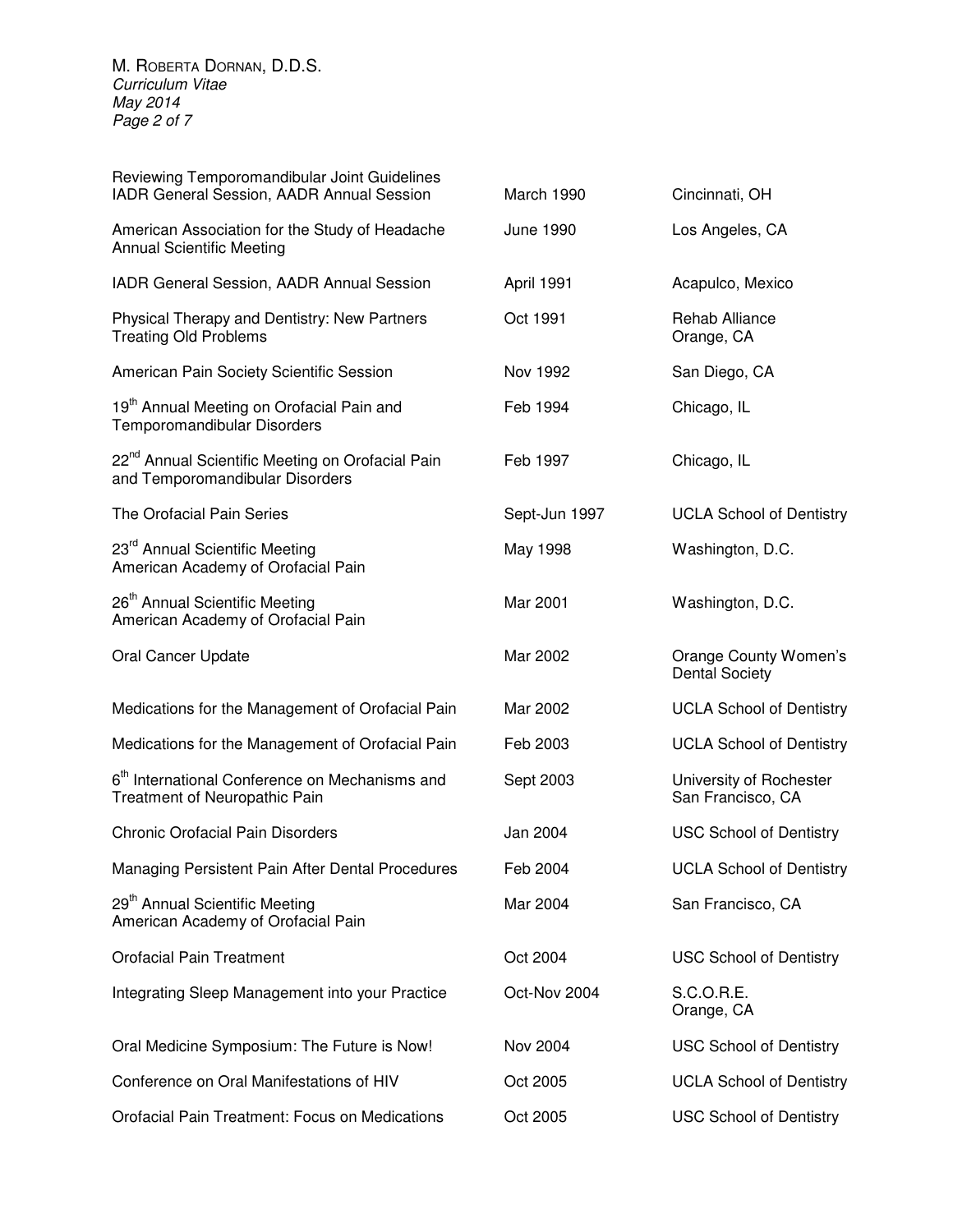| | | |
|---|---|---|
| Reviewing Temporomandibular Joint Guidelines<br>IADR General Session, AADR Annual Session | March 1990 | Cincinnati, OH |
| American Association for the Study of Headache Annual Scientific Meeting | June 1990 | Los Angeles, CA |
| IADR General Session, AADR Annual Session | April 1991 | Acapulco, Mexico |
| Physical Therapy and Dentistry: New Partners Treating Old Problems | Oct 1991 | Rehab Alliance<br>Orange, CA |
| American Pain Society Scientific Session | Nov 1992 | San Diego, CA |
| 19th Annual Meeting on Orofacial Pain and Temporomandibular Disorders | Feb 1994 | Chicago, IL |
| 22nd Annual Scientific Meeting on Orofacial Pain and Temporomandibular Disorders | Feb 1997 | Chicago, IL |
| The Orofacial Pain Series | Sept-Jun 1997 | UCLA School of Dentistry |
| 23rd Annual Scientific Meeting<br>American Academy of Orofacial Pain | May 1998 | Washington, D.C. |
| 26th Annual Scientific Meeting<br>American Academy of Orofacial Pain | Mar 2001 | Washington, D.C. |
| Oral Cancer Update | Mar 2002 | Orange County Women's Dental Society |
| Medications for the Management of Orofacial Pain | Mar 2002 | UCLA School of Dentistry |
| Medications for the Management of Orofacial Pain | Feb 2003 | UCLA School of Dentistry |
| 6th International Conference on Mechanisms and Treatment of Neuropathic Pain | Sept 2003 | University of Rochester<br>San Francisco, CA |
| Chronic Orofacial Pain Disorders | Jan 2004 | USC School of Dentistry |
| Managing Persistent Pain After Dental Procedures | Feb 2004 | UCLA School of Dentistry |
| 29th Annual Scientific Meeting<br>American Academy of Orofacial Pain | Mar 2004 | San Francisco, CA |
| Orofacial Pain Treatment | Oct 2004 | USC School of Dentistry |
| Integrating Sleep Management into your Practice | Oct-Nov 2004 | S.C.O.R.E.<br>Orange, CA |
| Oral Medicine Symposium: The Future is Now! | Nov 2004 | USC School of Dentistry |
| Conference on Oral Manifestations of HIV | Oct 2005 | UCLA School of Dentistry |
| Orofacial Pain Treatment: Focus on Medications | Oct 2005 | USC School of Dentistry |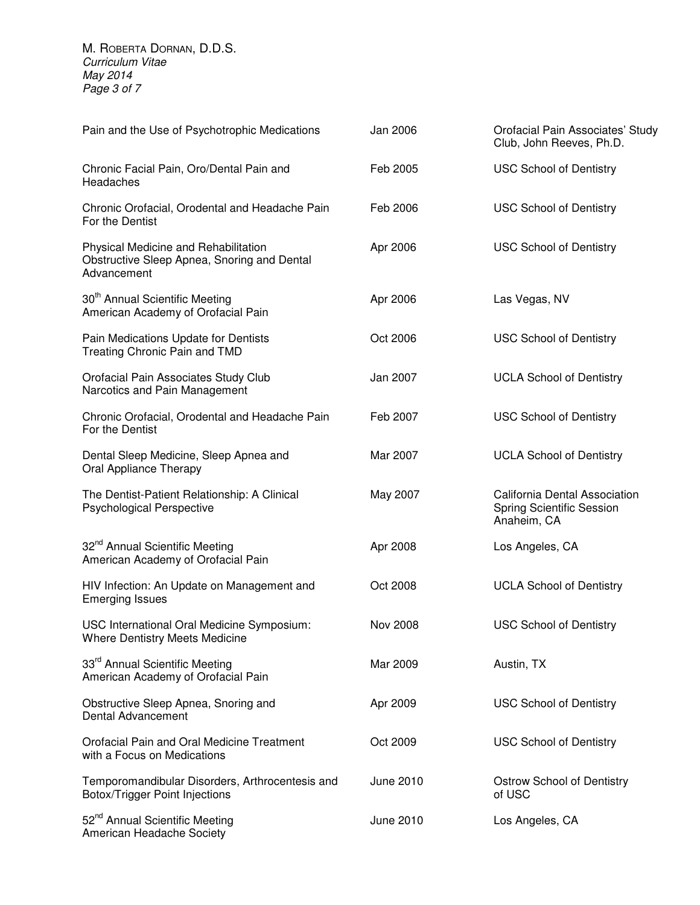| | | |
|---|---|---|
| Pain and the Use of Psychotrophic Medications | Jan 2006 | Orofacial Pain Associates' Study Club, John Reeves, Ph.D. |
| Chronic Facial Pain, Oro/Dental Pain and Headaches | Feb 2005 | USC School of Dentistry |
| Chronic Orofacial, Orodental and Headache Pain For the Dentist | Feb 2006 | USC School of Dentistry |
| Physical Medicine and Rehabilitation Obstructive Sleep Apnea, Snoring and Dental Advancement | Apr 2006 | USC School of Dentistry |
| 30th Annual Scientific Meeting American Academy of Orofacial Pain | Apr 2006 | Las Vegas, NV |
| Pain Medications Update for Dentists Treating Chronic Pain and TMD | Oct 2006 | USC School of Dentistry |
| Orofacial Pain Associates Study Club Narcotics and Pain Management | Jan 2007 | UCLA School of Dentistry |
| Chronic Orofacial, Orodental and Headache Pain For the Dentist | Feb 2007 | USC School of Dentistry |
| Dental Sleep Medicine, Sleep Apnea and Oral Appliance Therapy | Mar 2007 | UCLA School of Dentistry |
| The Dentist-Patient Relationship: A Clinical Psychological Perspective | May 2007 | California Dental Association Spring Scientific Session Anaheim, CA |
| 32nd Annual Scientific Meeting American Academy of Orofacial Pain | Apr 2008 | Los Angeles, CA |
| HIV Infection: An Update on Management and Emerging Issues | Oct 2008 | UCLA School of Dentistry |
| USC International Oral Medicine Symposium: Where Dentistry Meets Medicine | Nov 2008 | USC School of Dentistry |
| 33rd Annual Scientific Meeting American Academy of Orofacial Pain | Mar 2009 | Austin, TX |
| Obstructive Sleep Apnea, Snoring and Dental Advancement | Apr 2009 | USC School of Dentistry |
| Orofacial Pain and Oral Medicine Treatment with a Focus on Medications | Oct 2009 | USC School of Dentistry |
| Temporomandibular Disorders, Arthrocentesis and Botox/Trigger Point Injections | June 2010 | Ostrow School of Dentistry of USC |
| 52nd Annual Scientific Meeting American Headache Society | June 2010 | Los Angeles, CA |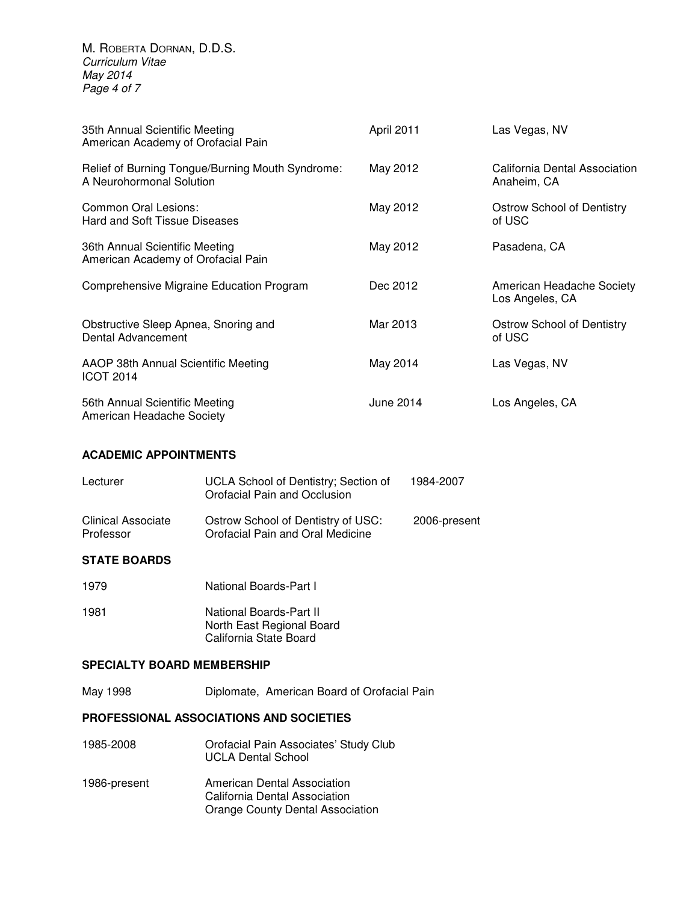| | | |
|---|---|---|
| 35th Annual Scientific Meeting<br>American Academy of Orofacial Pain | April 2011 | Las Vegas, NV |
| Relief of Burning Tongue/Burning Mouth Syndrome:<br>A Neurohormonal Solution | May 2012 | California Dental Association<br>Anaheim, CA |
| Common Oral Lesions:<br>Hard and Soft Tissue Diseases | May 2012 | Ostrow School of Dentistry<br>of USC |
| 36th Annual Scientific Meeting<br>American Academy of Orofacial Pain | May 2012 | Pasadena, CA |
| Comprehensive Migraine Education Program | Dec 2012 | American Headache Society<br>Los Angeles, CA |
| Obstructive Sleep Apnea, Snoring and<br>Dental Advancement | Mar 2013 | Ostrow School of Dentistry<br>of USC |
| AAOP 38th Annual Scientific Meeting<br>ICOT 2014 | May 2014 | Las Vegas, NV |
| 56th Annual Scientific Meeting<br>American Headache Society | June 2014 | Los Angeles, CA |

**ACADEMIC APPOINTMENTS**

| | | |
|---|---|---|
| Lecturer | UCLA School of Dentistry; Section of Orofacial Pain and Occlusion | 1984-2007 |
| Clinical Associate Professor | Ostrow School of Dentistry of USC: Orofacial Pain and Oral Medicine | 2006-present |

**STATE BOARDS**

| | |
|---|---|
| 1979 | National Boards-Part I |
| 1981 | National Boards-Part II<br>North East Regional Board<br>California State Board |

**SPECIALTY BOARD MEMBERSHIP**

| | |
|---|---|
| May 1998 | Diplomate, American Board of Orofacial Pain |

**PROFESSIONAL ASSOCIATIONS AND SOCIETIES**

| | |
|---|---|
| 1985-2008 | Orofacial Pain Associates' Study Club<br>UCLA Dental School |
| 1986-present | American Dental Association<br>California Dental Association<br>Orange County Dental Association |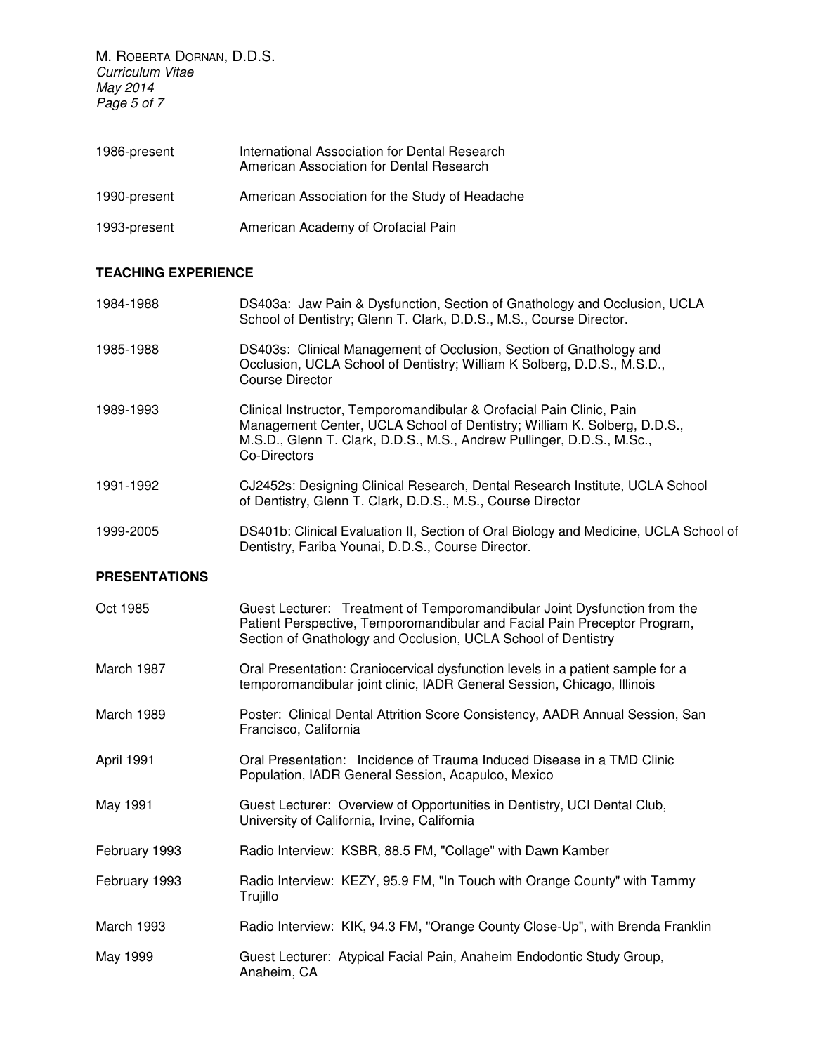| | |
|---|---|
| 1986-present | International Association for Dental Research<br>American Association for Dental Research |
| 1990-present | American Association for the Study of Headache |
| 1993-present | American Academy of Orofacial Pain |

## TEACHING EXPERIENCE

| | |
|---|---|
| 1984-1988 | DS403a: Jaw Pain & Dysfunction, Section of Gnathology and Occlusion, UCLA School of Dentistry; Glenn T. Clark, D.D.S., M.S., Course Director. |
| 1985-1988 | DS403s: Clinical Management of Occlusion, Section of Gnathology and Occlusion, UCLA School of Dentistry; William K Solberg, D.D.S., M.S.D., Course Director |
| 1989-1993 | Clinical Instructor, Temporomandibular & Orofacial Pain Clinic, Pain Management Center, UCLA School of Dentistry; William K. Solberg, D.D.S., M.S.D., Glenn T. Clark, D.D.S., M.S., Andrew Pullinger, D.D.S., M.Sc., Co-Directors |
| 1991-1992 | CJ2452s: Designing Clinical Research, Dental Research Institute, UCLA School of Dentistry, Glenn T. Clark, D.D.S., M.S., Course Director |
| 1999-2005 | DS401b: Clinical Evaluation II, Section of Oral Biology and Medicine, UCLA School of Dentistry, Fariba Younai, D.D.S., Course Director. |

## PRESENTATIONS

| | |
|---|---|
| Oct 1985 | Guest Lecturer: Treatment of Temporomandibular Joint Dysfunction from the Patient Perspective, Temporomandibular and Facial Pain Preceptor Program, Section of Gnathology and Occlusion, UCLA School of Dentistry |
| March 1987 | Oral Presentation: Craniocervical dysfunction levels in a patient sample for a temporomandibular joint clinic, IADR General Session, Chicago, Illinois |
| March 1989 | Poster: Clinical Dental Attrition Score Consistency, AADR Annual Session, San Francisco, California |
| April 1991 | Oral Presentation: Incidence of Trauma Induced Disease in a TMD Clinic Population, IADR General Session, Acapulco, Mexico |
| May 1991 | Guest Lecturer: Overview of Opportunities in Dentistry, UCI Dental Club, University of California, Irvine, California |
| February 1993 | Radio Interview: KSBR, 88.5 FM, "Collage" with Dawn Kamber |
| February 1993 | Radio Interview: KEZY, 95.9 FM, "In Touch with Orange County" with Tammy Trujillo |
| March 1993 | Radio Interview: KIK, 94.3 FM, "Orange County Close-Up", with Brenda Franklin |
| May 1999 | Guest Lecturer: Atypical Facial Pain, Anaheim Endodontic Study Group, Anaheim, CA |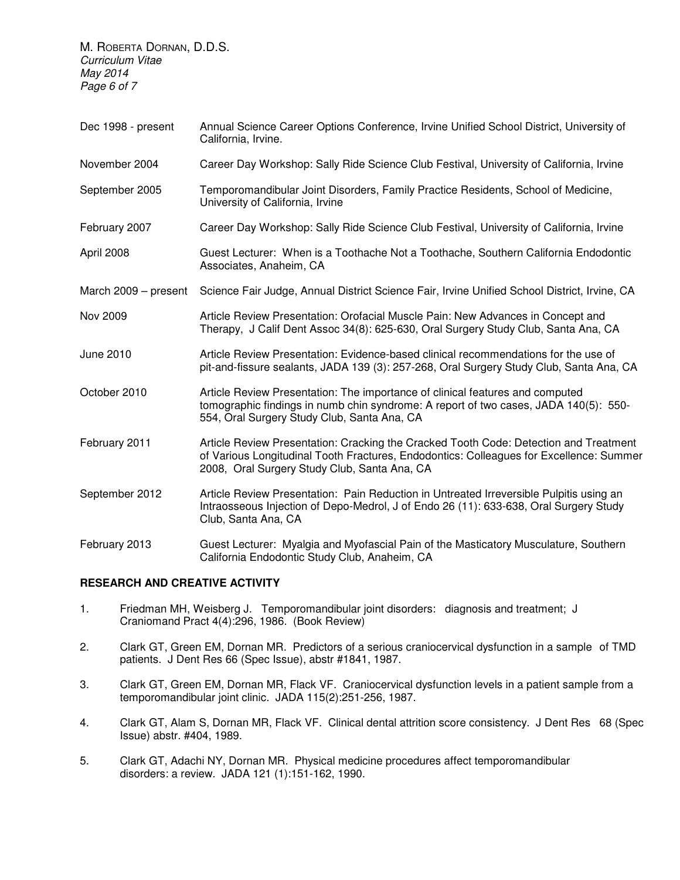| | |
|---|---|
| Dec 1998 - present | Annual Science Career Options Conference, Irvine Unified School District, University of California, Irvine. |
| November 2004 | Career Day Workshop: Sally Ride Science Club Festival, University of California, Irvine |
| September 2005 | Temporomandibular Joint Disorders, Family Practice Residents, School of Medicine, University of California, Irvine |
| February 2007 | Career Day Workshop: Sally Ride Science Club Festival, University of California, Irvine |
| April 2008 | Guest Lecturer: When is a Toothache Not a Toothache, Southern California Endodontic Associates, Anaheim, CA |
| March 2009 – present | Science Fair Judge, Annual District Science Fair, Irvine Unified School District, Irvine, CA |
| Nov 2009 | Article Review Presentation: Orofacial Muscle Pain: New Advances in Concept and Therapy, J Calif Dent Assoc 34(8): 625-630, Oral Surgery Study Club, Santa Ana, CA |
| June 2010 | Article Review Presentation: Evidence-based clinical recommendations for the use of pit-and-fissure sealants, JADA 139 (3): 257-268, Oral Surgery Study Club, Santa Ana, CA |
| October 2010 | Article Review Presentation: The importance of clinical features and computed tomographic findings in numb chin syndrome: A report of two cases, JADA 140(5): 550-554, Oral Surgery Study Club, Santa Ana, CA |
| February 2011 | Article Review Presentation: Cracking the Cracked Tooth Code: Detection and Treatment of Various Longitudinal Tooth Fractures, Endodontics: Colleagues for Excellence: Summer 2008, Oral Surgery Study Club, Santa Ana, CA |
| September 2012 | Article Review Presentation: Pain Reduction in Untreated Irreversible Pulpitis using an Intraosseous Injection of Depo-Medrol, J of Endo 26 (11): 633-638, Oral Surgery Study Club, Santa Ana, CA |
| February 2013 | Guest Lecturer: Myalgia and Myofascial Pain of the Masticatory Musculature, Southern California Endodontic Study Club, Anaheim, CA |

## RESEARCH AND CREATIVE ACTIVITY

1. Friedman MH, Weisberg J. Temporomandibular joint disorders: diagnosis and treatment; J Craniomand Pract 4(4):296, 1986. (Book Review)

2. Clark GT, Green EM, Dornan MR. Predictors of a serious craniocervical dysfunction in a sample of TMD patients. J Dent Res 66 (Spec Issue), abstr #1841, 1987.

3. Clark GT, Green EM, Dornan MR, Flack VF. Craniocervical dysfunction levels in a patient sample from a temporomandibular joint clinic. JADA 115(2):251-256, 1987.

4. Clark GT, Alam S, Dornan MR, Flack VF. Clinical dental attrition score consistency. J Dent Res 68 (Spec Issue) abstr. #404, 1989.

5. Clark GT, Adachi NY, Dornan MR. Physical medicine procedures affect temporomandibular disorders: a review. JADA 121 (1):151-162, 1990.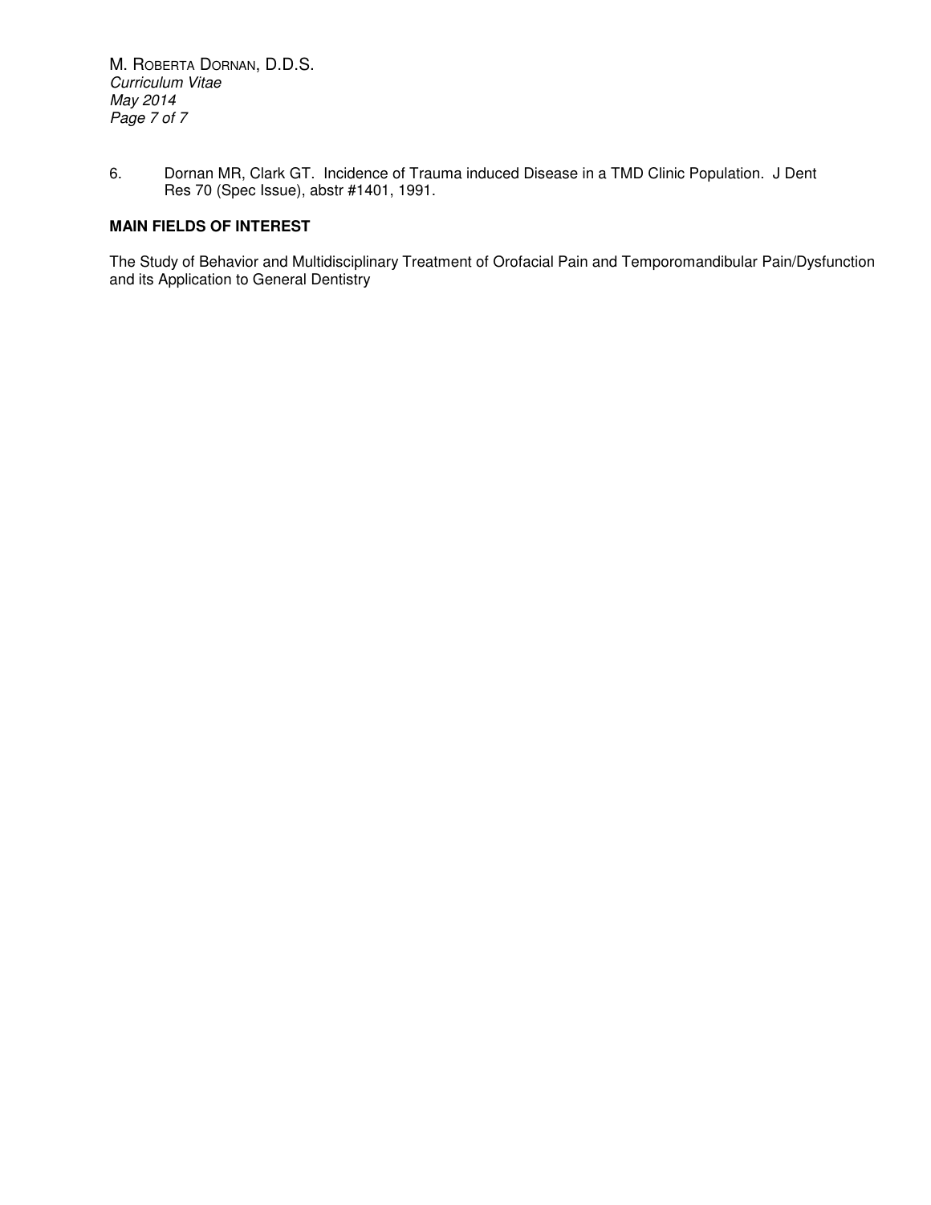6. Dornan MR, Clark GT. Incidence of Trauma induced Disease in a TMD Clinic Population. J Dent Res 70 (Spec Issue), abstr #1401, 1991.

**MAIN FIELDS OF INTEREST**

The Study of Behavior and Multidisciplinary Treatment of Orofacial Pain and Temporomandibular Pain/Dysfunction and its Application to General Dentistry